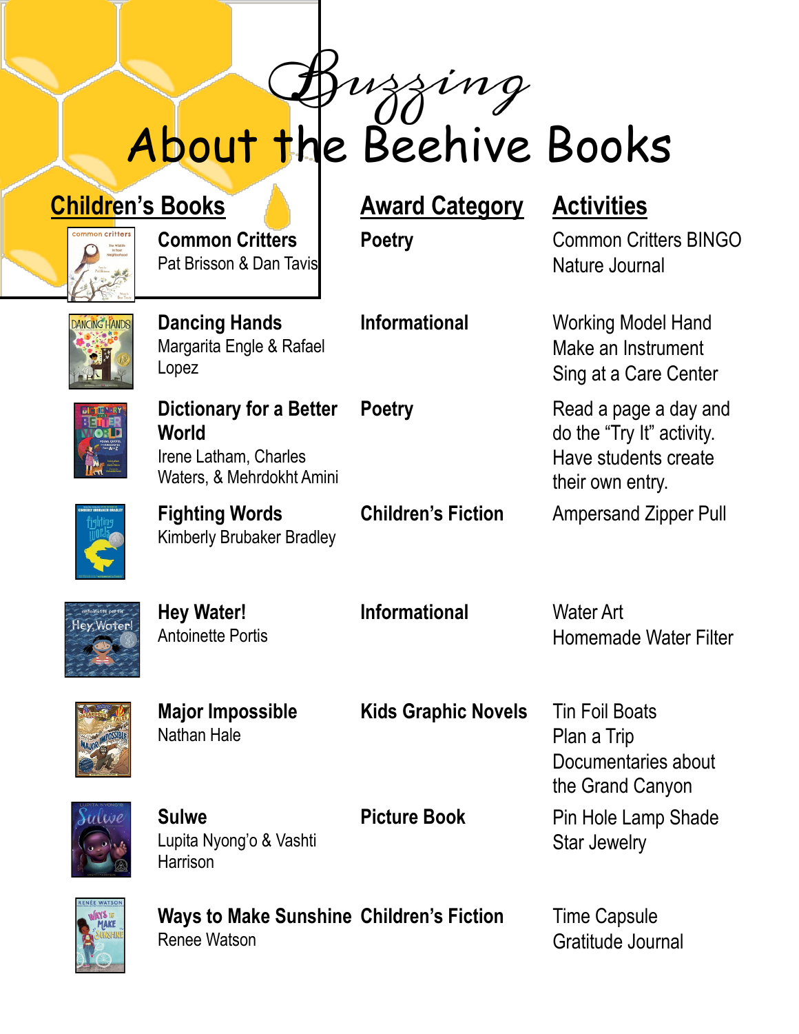# Buzzing About the Beehive Books

| Children's Books | Award Category | Activities |
| --- | --- | --- |
| **Common Critters**<br>Pat Brisson & Dan Tavis | **Poetry** | Common Critters BINGO<br>Nature Journal |
| **Dancing Hands**<br>Margarita Engle & Rafael Lopez | **Informational** | Working Model Hand<br>Make an Instrument<br>Sing at a Care Center |
| **Dictionary for a Better World**<br>Irene Latham, Charles Waters, & Mehrdokht Amini | **Poetry** | Read a page a day and do the "Try It" activity. Have students create their own entry. |
| **Fighting Words**<br>Kimberly Brubaker Bradley | **Children's Fiction** | Ampersand Zipper Pull |
| **Hey Water!**<br>Antoinette Portis | **Informational** | Water Art<br>Homemade Water Filter |
| **Major Impossible**<br>Nathan Hale | **Kids Graphic Novels** | Tin Foil Boats<br>Plan a Trip<br>Documentaries about the Grand Canyon |
| **Sulwe**<br>Lupita Nyong'o & Vashti Harrison | **Picture Book** | Pin Hole Lamp Shade<br>Star Jewelry |
| **Ways to Make Sunshine**<br>Renee Watson | **Children's Fiction** | Time Capsule<br>Gratitude Journal |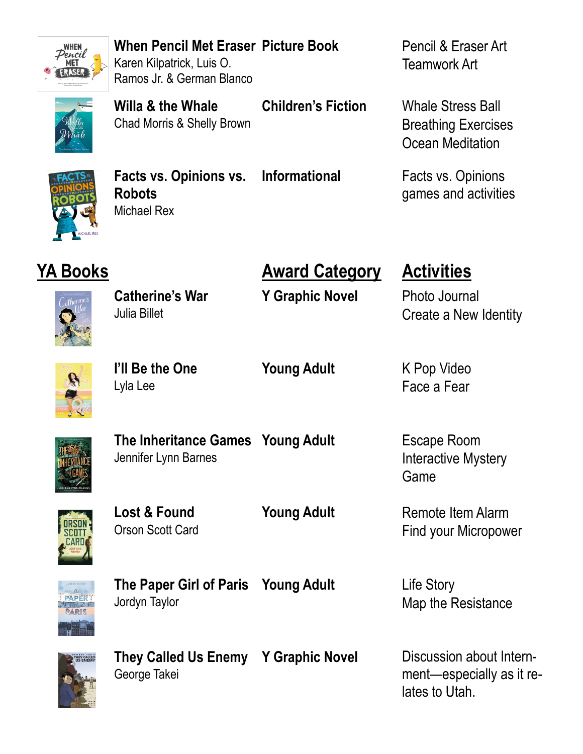| | | |
|---|---|---|
| **When Pencil Met Eraser**<br>Karen Kilpatrick, Luis O. Ramos Jr. & German Blanco | **Picture Book** | Pencil & Eraser Art<br>Teamwork Art |
| **Willa & the Whale**<br>Chad Morris & Shelly Brown | **Children's Fiction** | Whale Stress Ball<br>Breathing Exercises<br>Ocean Meditation |
| **Facts vs. Opinions vs. Robots**<br>Michael Rex | **Informational** | Facts vs. Opinions games and activities |

| YA Books | Award Category | Activities |
|---|---|---|
| **Catherine's War**<br>Julia Billet | **Y Graphic Novel** | Photo Journal<br>Create a New Identity |
| **I'll Be the One**<br>Lyla Lee | **Young Adult** | K Pop Video<br>Face a Fear |
| **The Inheritance Games**<br>Jennifer Lynn Barnes | **Young Adult** | Escape Room<br>Interactive Mystery Game |
| **Lost & Found**<br>Orson Scott Card | **Young Adult** | Remote Item Alarm<br>Find your Micropower |
| **The Paper Girl of Paris**<br>Jordyn Taylor | **Young Adult** | Life Story<br>Map the Resistance |
| **They Called Us Enemy**<br>George Takei | **Y Graphic Novel** | Discussion about Internment—especially as it relates to Utah. |